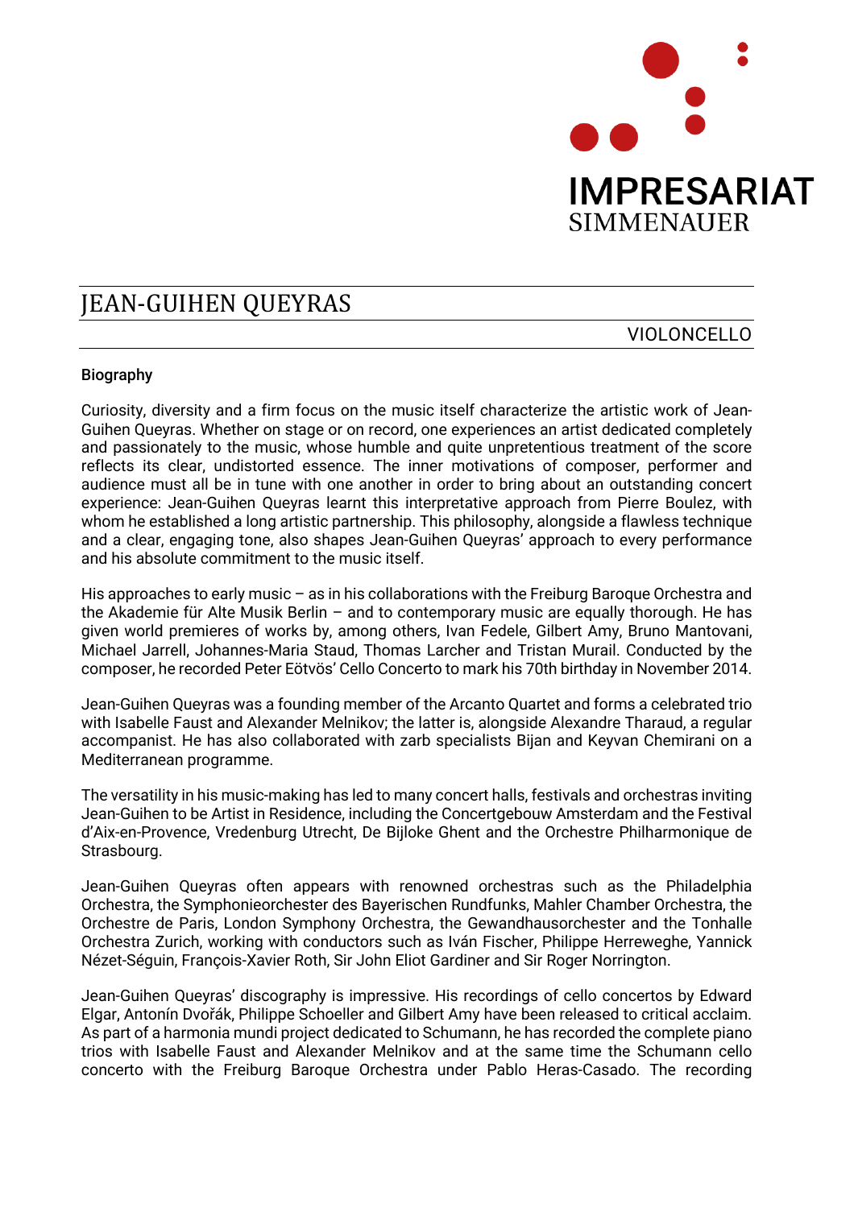IMPRESARIAT
SIMMENAUER

# JEAN-GUIHEN QUEYRAS

VIOLONCELLO

## Biography

Curiosity, diversity and a firm focus on the music itself characterize the artistic work of Jean-Guihen Queyras. Whether on stage or on record, one experiences an artist dedicated completely and passionately to the music, whose humble and quite unpretentious treatment of the score reflects its clear, undistorted essence. The inner motivations of composer, performer and audience must all be in tune with one another in order to bring about an outstanding concert experience: Jean-Guihen Queyras learnt this interpretative approach from Pierre Boulez, with whom he established a long artistic partnership. This philosophy, alongside a flawless technique and a clear, engaging tone, also shapes Jean-Guihen Queyras' approach to every performance and his absolute commitment to the music itself.

His approaches to early music – as in his collaborations with the Freiburg Baroque Orchestra and the Akademie für Alte Musik Berlin – and to contemporary music are equally thorough. He has given world premieres of works by, among others, Ivan Fedele, Gilbert Amy, Bruno Mantovani, Michael Jarrell, Johannes-Maria Staud, Thomas Larcher and Tristan Murail. Conducted by the composer, he recorded Peter Eötvös' Cello Concerto to mark his 70th birthday in November 2014.

Jean-Guihen Queyras was a founding member of the Arcanto Quartet and forms a celebrated trio with Isabelle Faust and Alexander Melnikov; the latter is, alongside Alexandre Tharaud, a regular accompanist. He has also collaborated with zarb specialists Bijan and Keyvan Chemirani on a Mediterranean programme.

The versatility in his music-making has led to many concert halls, festivals and orchestras inviting Jean-Guihen to be Artist in Residence, including the Concertgebouw Amsterdam and the Festival d'Aix-en-Provence, Vredenburg Utrecht, De Bijloke Ghent and the Orchestre Philharmonique de Strasbourg.

Jean-Guihen Queyras often appears with renowned orchestras such as the Philadelphia Orchestra, the Symphonieorchester des Bayerischen Rundfunks, Mahler Chamber Orchestra, the Orchestre de Paris, London Symphony Orchestra, the Gewandhausorchester and the Tonhalle Orchestra Zurich, working with conductors such as Iván Fischer, Philippe Herreweghe, Yannick Nézet-Séguin, François-Xavier Roth, Sir John Eliot Gardiner and Sir Roger Norrington.

Jean-Guihen Queyras' discography is impressive. His recordings of cello concertos by Edward Elgar, Antonín Dvořák, Philippe Schoeller and Gilbert Amy have been released to critical acclaim. As part of a harmonia mundi project dedicated to Schumann, he has recorded the complete piano trios with Isabelle Faust and Alexander Melnikov and at the same time the Schumann cello concerto with the Freiburg Baroque Orchestra under Pablo Heras-Casado. The recording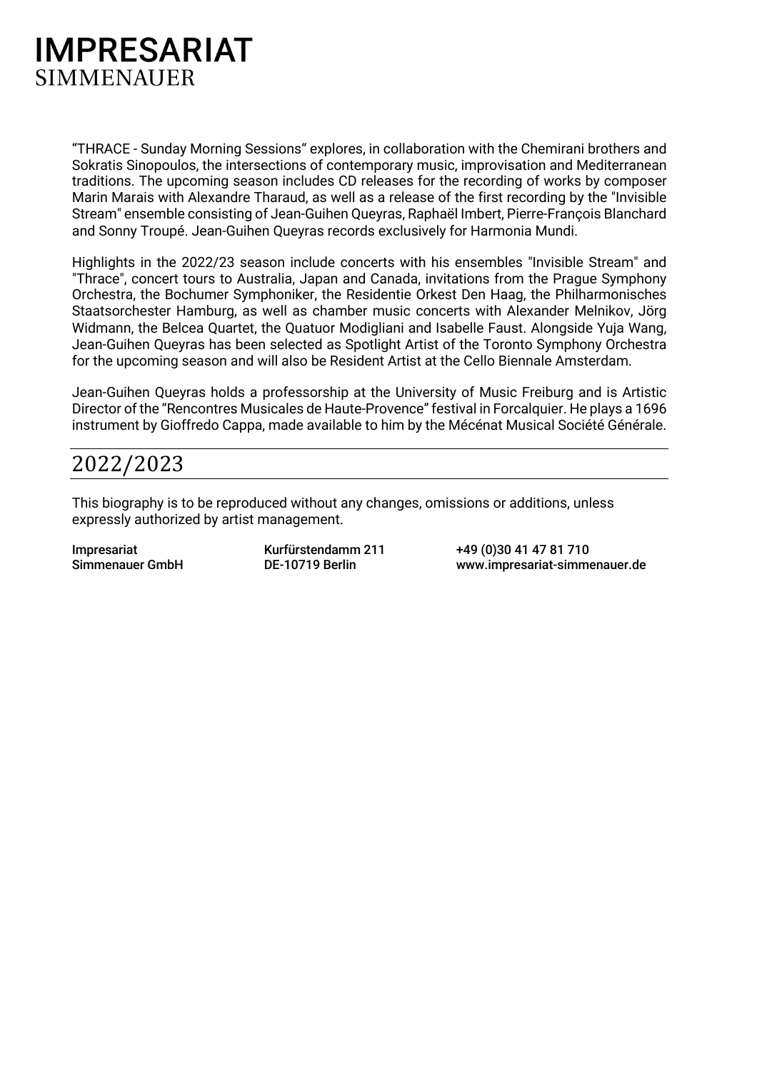“THRACE - Sunday Morning Sessions“ explores, in collaboration with the Chemirani brothers and Sokratis Sinopoulos, the intersections of contemporary music, improvisation and Mediterranean traditions. The upcoming season includes CD releases for the recording of works by composer Marin Marais with Alexandre Tharaud, as well as a release of the first recording by the "Invisible Stream" ensemble consisting of Jean-Guihen Queyras, Raphaël Imbert, Pierre-François Blanchard and Sonny Troupé. Jean-Guihen Queyras records exclusively for Harmonia Mundi.

Highlights in the 2022/23 season include concerts with his ensembles "Invisible Stream" and "Thrace", concert tours to Australia, Japan and Canada, invitations from the Prague Symphony Orchestra, the Bochumer Symphoniker, the Residentie Orkest Den Haag, the Philharmonisches Staatsorchester Hamburg, as well as chamber music concerts with Alexander Melnikov, Jörg Widmann, the Belcea Quartet, the Quatuor Modigliani and Isabelle Faust. Alongside Yuja Wang, Jean-Guihen Queyras has been selected as Spotlight Artist of the Toronto Symphony Orchestra for the upcoming season and will also be Resident Artist at the Cello Biennale Amsterdam.

Jean-Guihen Queyras holds a professorship at the University of Music Freiburg and is Artistic Director of the “Rencontres Musicales de Haute-Provence” festival in Forcalquier. He plays a 1696 instrument by Gioffredo Cappa, made available to him by the Mécénat Musical Société Générale.

## 2022/2023

This biography is to be reproduced without any changes, omissions or additions, unless expressly authorized by artist management.

Impresariat Simmenauer GmbH
Kurfürstendamm 211
DE-10719 Berlin
+49 (0)30 41 47 81 710
www.impresariat-simmenauer.de